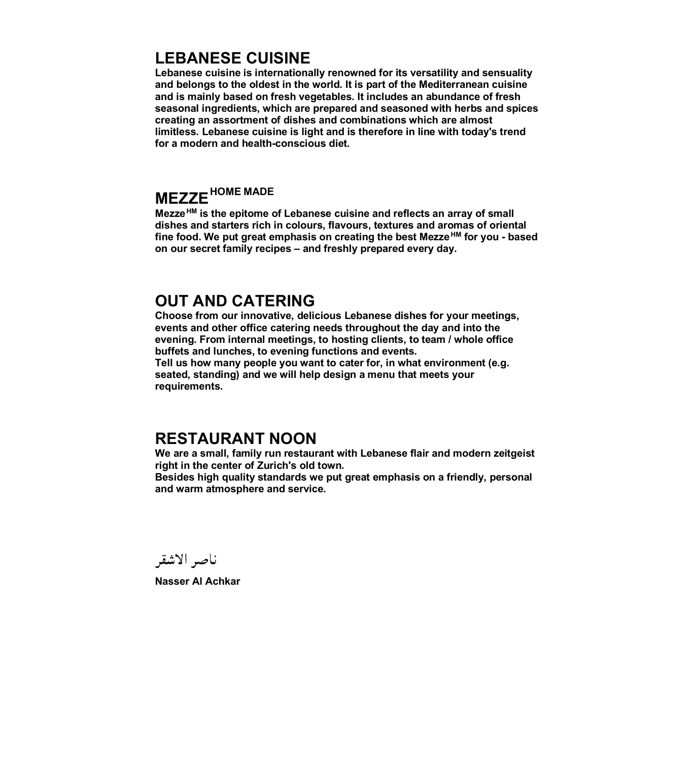## LEBANESE CUISINE

**Lebanese cuisine is internationally renowned for its versatility and sensuality and belongs to the oldest in the world. It is part of the Mediterranean cuisine and is mainly based on fresh vegetables. It includes an abundance of fresh seasonal ingredients, which are prepared and seasoned with herbs and spices creating an assortment of dishes and combinations which are almost limitless. Lebanese cuisine is light and is therefore in line with today's trend for a modern and health-conscious diet.**

## MEZZE HOME MADE

**Mezze HM is the epitome of Lebanese cuisine and reflects an array of small dishes and starters rich in colours, flavours, textures and aromas of oriental fine food. We put great emphasis on creating the best Mezze HM for you - based on our secret family recipes – and freshly prepared every day.**

## OUT AND CATERING

**Choose from our innovative, delicious Lebanese dishes for your meetings, events and other office catering needs throughout the day and into the evening. From internal meetings, to hosting clients, to team / whole office buffets and lunches, to evening functions and events.**
**Tell us how many people you want to cater for, in what environment (e.g. seated, standing) and we will help design a menu that meets your requirements.**

## RESTAURANT NOON

**We are a small, family run restaurant with Lebanese flair and modern zeitgeist right in the center of Zurich's old town.**
**Besides high quality standards we put great emphasis on a friendly, personal and warm atmosphere and service.**

ناصر الاشقر

**Nasser Al Achkar**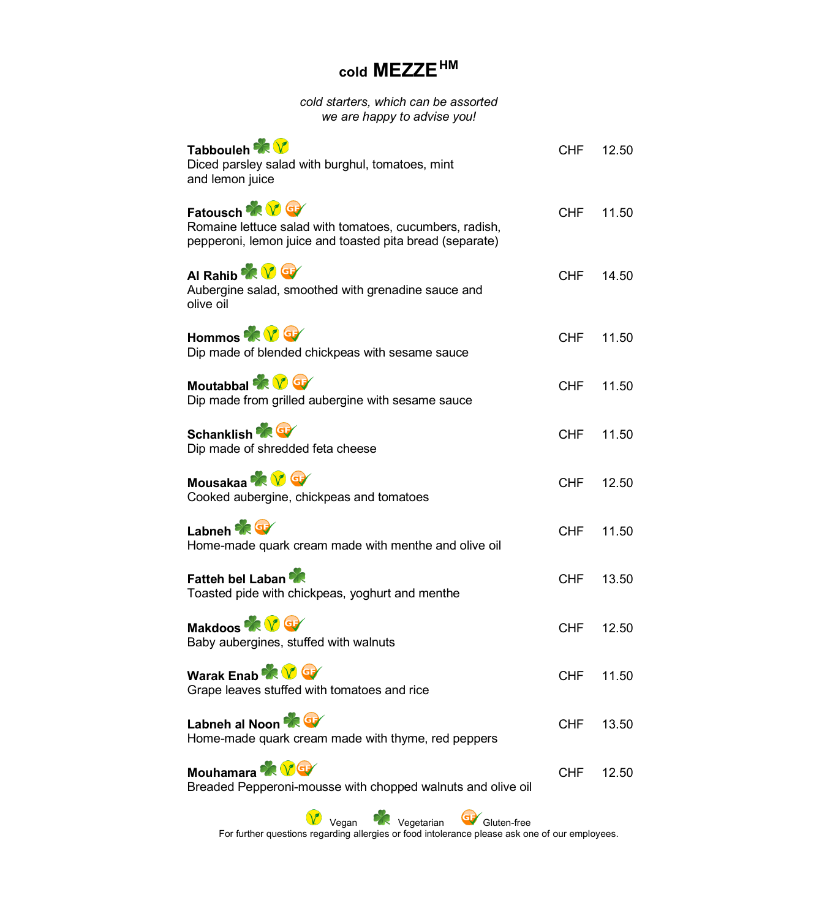# cold MEZZE HM

*cold starters, which can be assorted*
*we are happy to advise you!*

**Tabbouleh** (Vegetarian, Vegan) — CHF 12.50
Diced parsley salad with burghul, tomatoes, mint and lemon juice

**Fatousch** (Vegetarian, Vegan, Gluten-free) — CHF 11.50
Romaine lettuce salad with tomatoes, cucumbers, radish, pepperoni, lemon juice and toasted pita bread (separate)

**Al Rahib** (Vegetarian, Vegan, Gluten-free) — CHF 14.50
Aubergine salad, smoothed with grenadine sauce and olive oil

**Hommos** (Vegetarian, Vegan, Gluten-free) — CHF 11.50
Dip made of blended chickpeas with sesame sauce

**Moutabbal** (Vegetarian, Vegan, Gluten-free) — CHF 11.50
Dip made from grilled aubergine with sesame sauce

**Schanklish** (Vegetarian, Gluten-free) — CHF 11.50
Dip made of shredded feta cheese

**Mousakaa** (Vegetarian, Vegan, Gluten-free) — CHF 12.50
Cooked aubergine, chickpeas and tomatoes

**Labneh** (Vegetarian, Gluten-free) — CHF 11.50
Home-made quark cream made with menthe and olive oil

**Fatteh bel Laban** (Vegetarian) — CHF 13.50
Toasted pide with chickpeas, yoghurt and menthe

**Makdoos** (Vegetarian, Vegan, Gluten-free) — CHF 12.50
Baby aubergines, stuffed with walnuts

**Warak Enab** (Vegetarian, Vegan, Gluten-free) — CHF 11.50
Grape leaves stuffed with tomatoes and rice

**Labneh al Noon** (Vegetarian, Gluten-free) — CHF 13.50
Home-made quark cream made with thyme, red peppers

**Mouhamara** (Vegetarian, Vegan, Gluten-free) — CHF 12.50
Breaded Pepperoni-mousse with chopped walnuts and olive oil

Vegan | Vegetarian | Gluten-free

For further questions regarding allergies or food intolerance please ask one of our employees.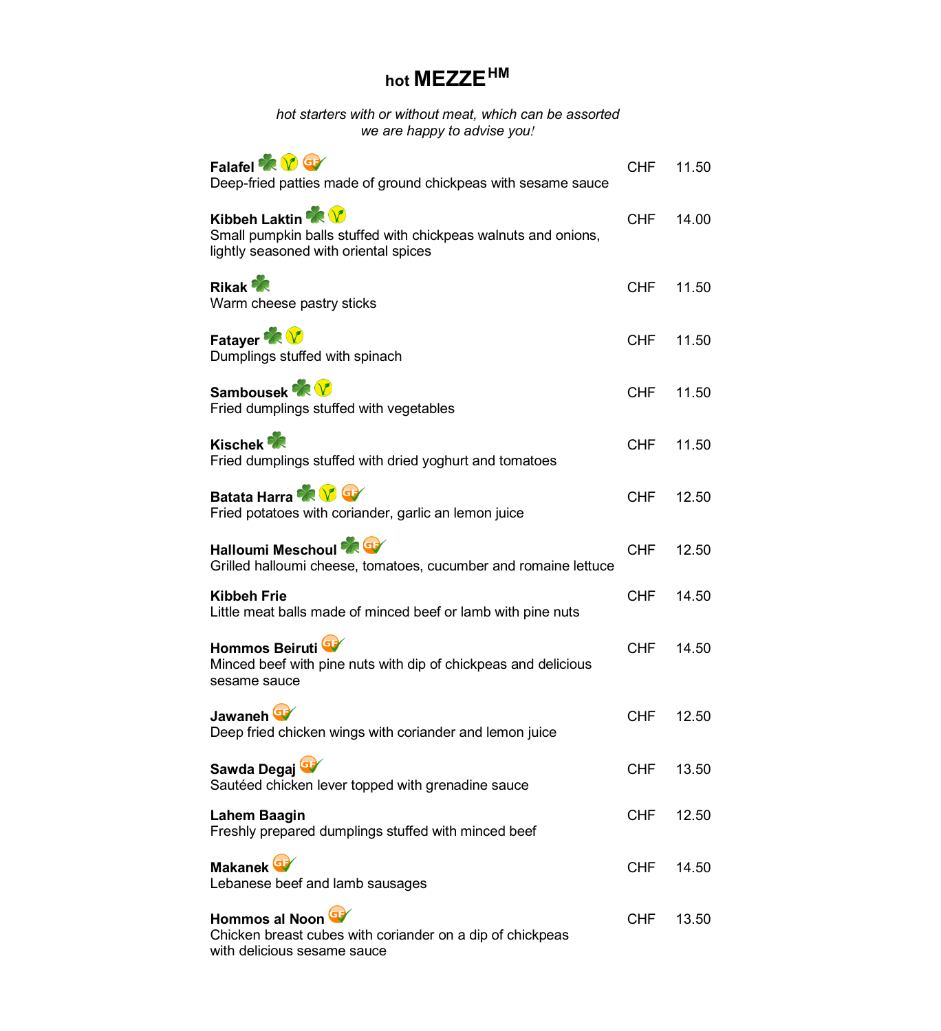# hot MEZZE HM

*hot starters with or without meat, which can be assorted*
*we are happy to advise you!*

**Falafel** — CHF 11.50
Deep-fried patties made of ground chickpeas with sesame sauce

**Kibbeh Laktin** — CHF 14.00
Small pumpkin balls stuffed with chickpeas walnuts and onions, lightly seasoned with oriental spices

**Rikak** — CHF 11.50
Warm cheese pastry sticks

**Fatayer** — CHF 11.50
Dumplings stuffed with spinach

**Sambousek** — CHF 11.50
Fried dumplings stuffed with vegetables

**Kischek** — CHF 11.50
Fried dumplings stuffed with dried yoghurt and tomatoes

**Batata Harra** — CHF 12.50
Fried potatoes with coriander, garlic an lemon juice

**Halloumi Meschoul** — CHF 12.50
Grilled halloumi cheese, tomatoes, cucumber and romaine lettuce

**Kibbeh Frie** — CHF 14.50
Little meat balls made of minced beef or lamb with pine nuts

**Hommos Beiruti** — CHF 14.50
Minced beef with pine nuts with dip of chickpeas and delicious sesame sauce

**Jawaneh** — CHF 12.50
Deep fried chicken wings with coriander and lemon juice

**Sawda Degaj** — CHF 13.50
Sautéed chicken lever topped with grenadine sauce

**Lahem Baagin** — CHF 12.50
Freshly prepared dumplings stuffed with minced beef

**Makanek** — CHF 14.50
Lebanese beef and lamb sausages

**Hommos al Noon** — CHF 13.50
Chicken breast cubes with coriander on a dip of chickpeas with delicious sesame sauce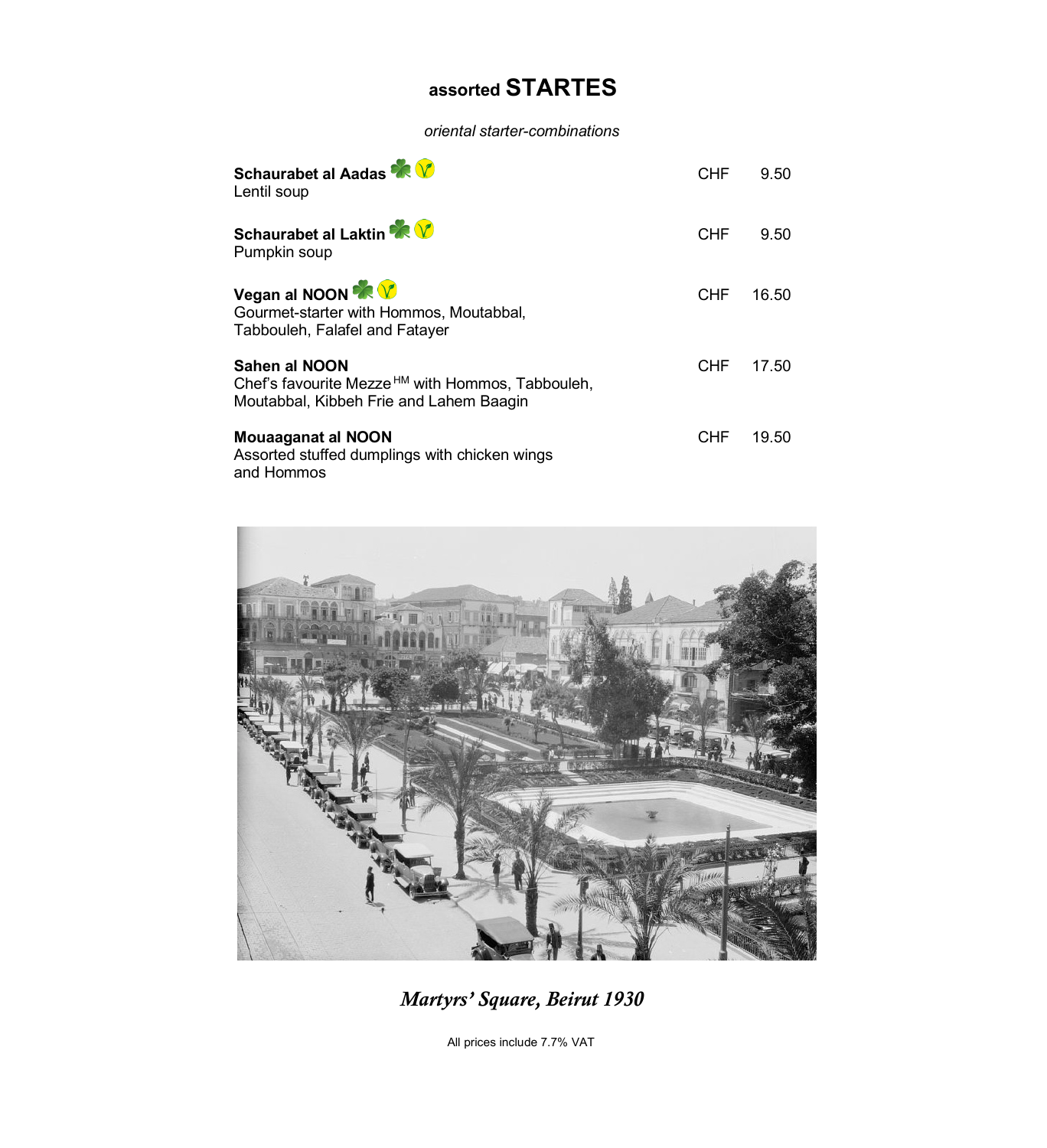# assorted STARTES

*oriental starter-combinations*

| Item | | Price |
|---|---|---|
| **Schaurabet al Aadas**<br>Lentil soup | CHF | 9.50 |
| **Schaurabet al Laktin**<br>Pumpkin soup | CHF | 9.50 |
| **Vegan al NOON**<br>Gourmet-starter with Hommos, Moutabbal, Tabbouleh, Falafel and Fatayer | CHF | 16.50 |
| **Sahen al NOON**<br>Chef's favourite Mezze [HM] with Hommos, Tabbouleh, Moutabbal, Kibbeh Frie and Lahem Baagin | CHF | 17.50 |
| **Mouaaganat al NOON**<br>Assorted stuffed dumplings with chicken wings and Hommos | CHF | 19.50 |

*Martyrs' Square, Beirut 1930*

All prices include 7.7% VAT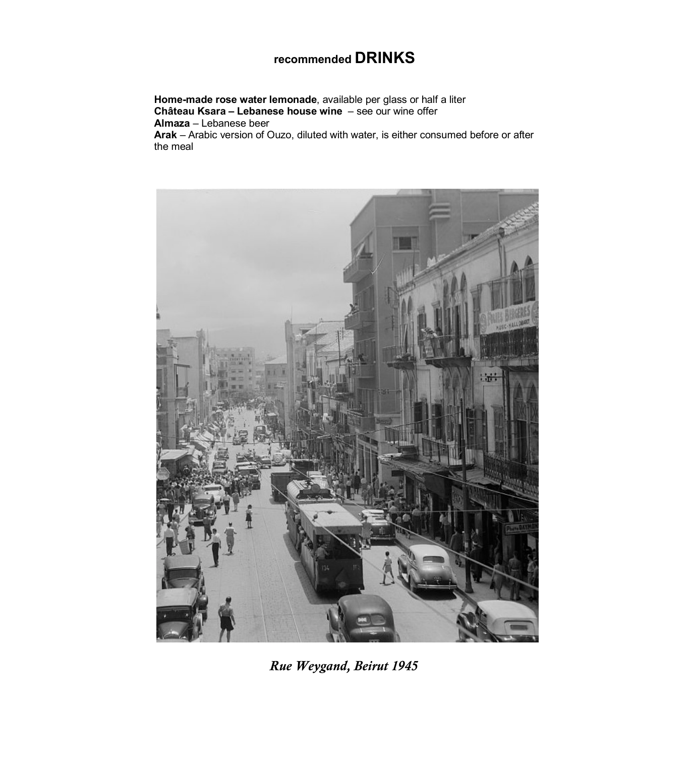## recommended **DRINKS**

**Home-made rose water lemonade**, available per glass or half a liter
**Château Ksara – Lebanese house wine** – see our wine offer
**Almaza** – Lebanese beer
**Arak** – Arabic version of Ouzo, diluted with water, is either consumed before or after the meal

*Rue Weygand, Beirut 1945*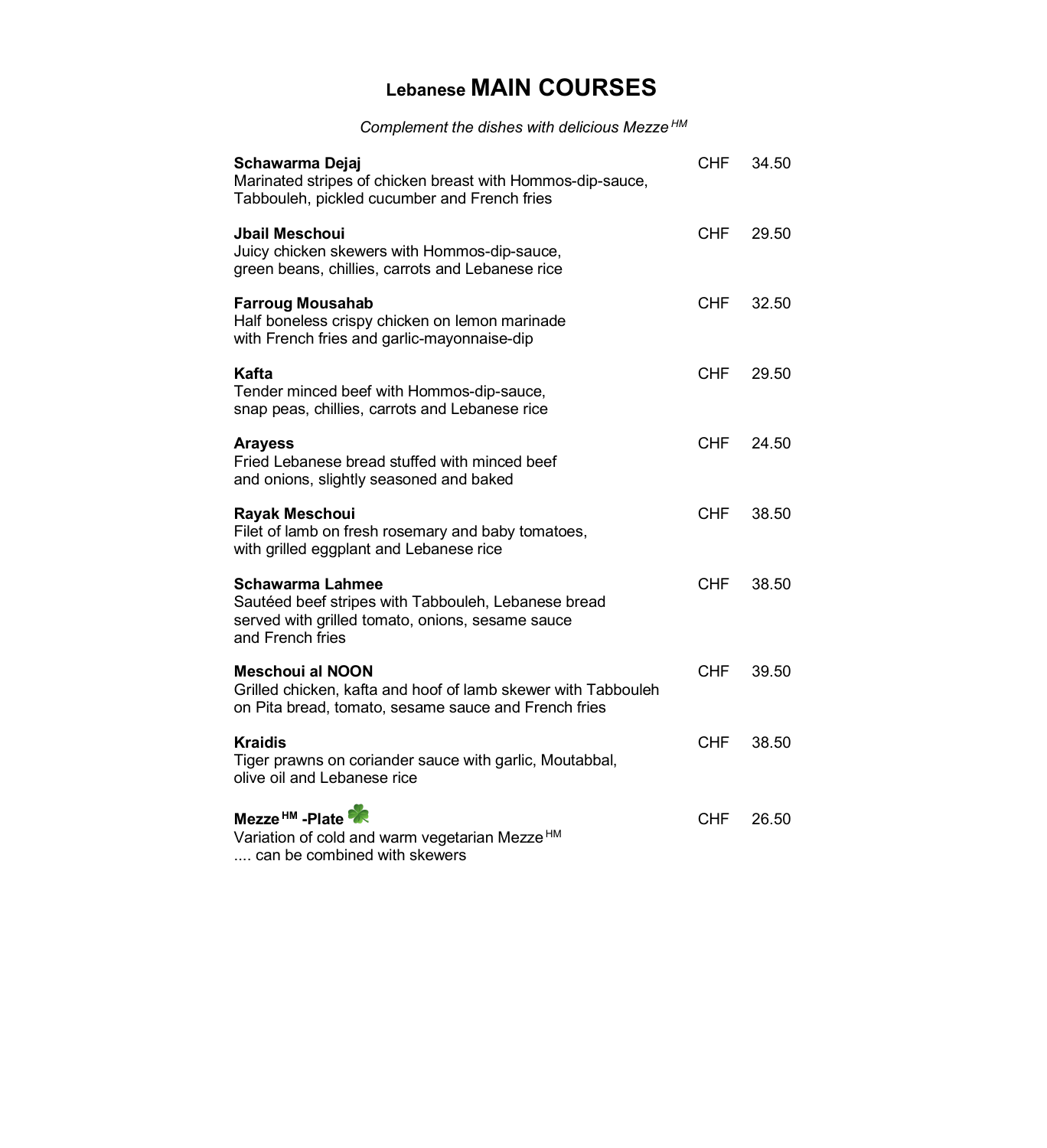# Lebanese **MAIN COURSES**

*Complement the dishes with delicious Mezze [HM]*

**Schawarma Dejaj** — CHF 34.50
Marinated stripes of chicken breast with Hommos-dip-sauce, Tabbouleh, pickled cucumber and French fries

**Jbail Meschoui** — CHF 29.50
Juicy chicken skewers with Hommos-dip-sauce, green beans, chillies, carrots and Lebanese rice

**Farroug Mousahab** — CHF 32.50
Half boneless crispy chicken on lemon marinade with French fries and garlic-mayonnaise-dip

**Kafta** — CHF 29.50
Tender minced beef with Hommos-dip-sauce, snap peas, chillies, carrots and Lebanese rice

**Arayess** — CHF 24.50
Fried Lebanese bread stuffed with minced beef and onions, slightly seasoned and baked

**Rayak Meschoui** — CHF 38.50
Filet of lamb on fresh rosemary and baby tomatoes, with grilled eggplant and Lebanese rice

**Schawarma Lahmee** — CHF 38.50
Sautéed beef stripes with Tabbouleh, Lebanese bread served with grilled tomato, onions, sesame sauce and French fries

**Meschoui al NOON** — CHF 39.50
Grilled chicken, kafta and hoof of lamb skewer with Tabbouleh on Pita bread, tomato, sesame sauce and French fries

**Kraidis** — CHF 38.50
Tiger prawns on coriander sauce with garlic, Moutabbal, olive oil and Lebanese rice

**Mezze [HM] -Plate** — CHF 26.50
Variation of cold and warm vegetarian Mezze [HM]
.... can be combined with skewers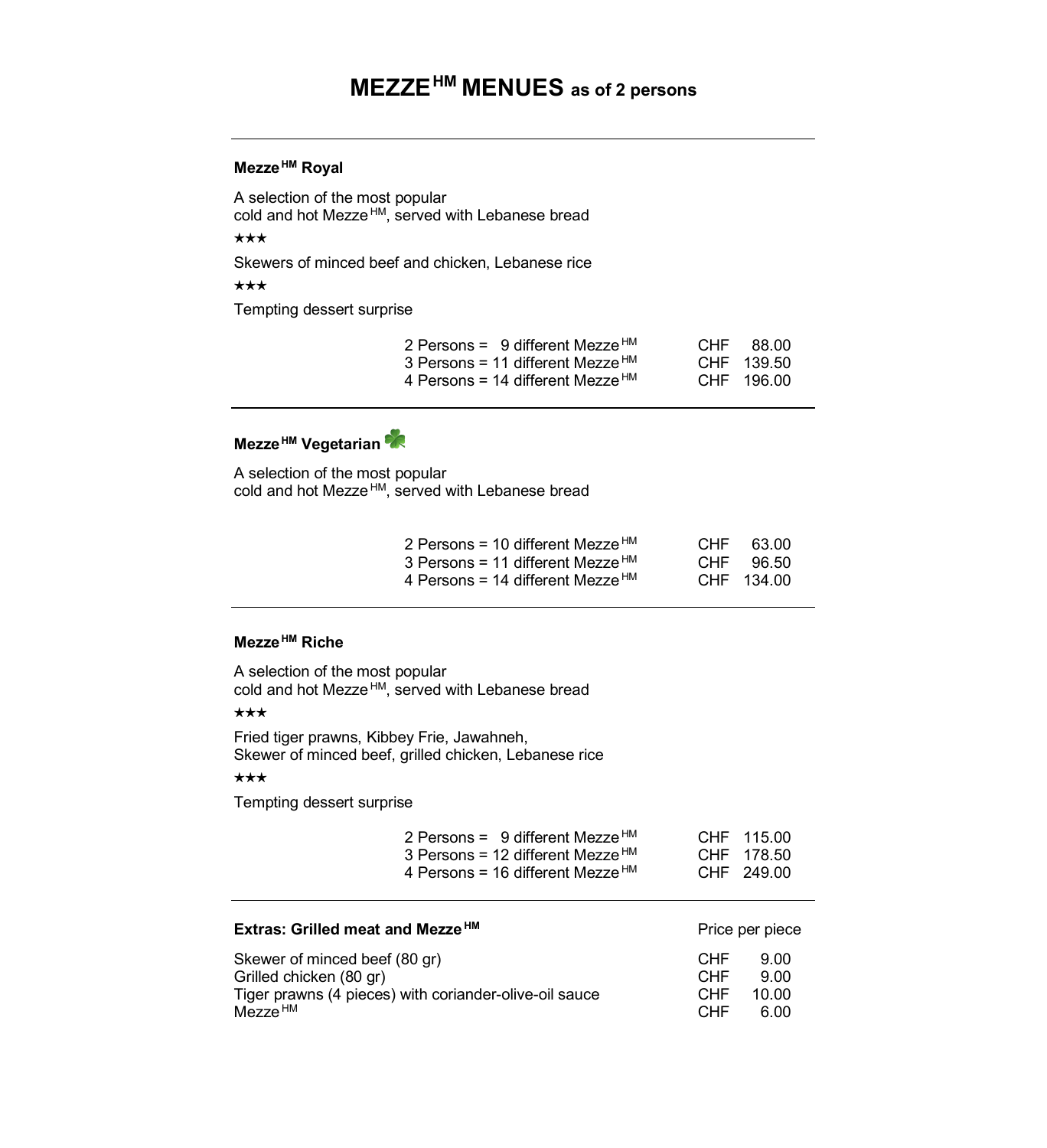# MEZZE[HM] MENUES as of 2 persons

---

### Mezze[HM] Royal

A selection of the most popular
cold and hot Mezze[HM], served with Lebanese bread

★★★

Skewers of minced beef and chicken, Lebanese rice

★★★

Tempting dessert surprise

| | | |
|---|---|---|
| 2 Persons = 9 different Mezze[HM] | CHF | 88.00 |
| 3 Persons = 11 different Mezze[HM] | CHF | 139.50 |
| 4 Persons = 14 different Mezze[HM] | CHF | 196.00 |

---

### Mezze[HM] Vegetarian ☘

A selection of the most popular
cold and hot Mezze[HM], served with Lebanese bread

| | | |
|---|---|---|
| 2 Persons = 10 different Mezze[HM] | CHF | 63.00 |
| 3 Persons = 11 different Mezze[HM] | CHF | 96.50 |
| 4 Persons = 14 different Mezze[HM] | CHF | 134.00 |

---

### Mezze[HM] Riche

A selection of the most popular
cold and hot Mezze[HM], served with Lebanese bread

★★★

Fried tiger prawns, Kibbey Frie, Jawahneh,
Skewer of minced beef, grilled chicken, Lebanese rice

★★★

Tempting dessert surprise

| | | |
|---|---|---|
| 2 Persons = 9 different Mezze[HM] | CHF | 115.00 |
| 3 Persons = 12 different Mezze[HM] | CHF | 178.50 |
| 4 Persons = 16 different Mezze[HM] | CHF | 249.00 |

---

### Extras: Grilled meat and Mezze[HM]

| | Price per piece | |
|---|---|---|
| Skewer of minced beef (80 gr) | CHF | 9.00 |
| Grilled chicken (80 gr) | CHF | 9.00 |
| Tiger prawns (4 pieces) with coriander-olive-oil sauce | CHF | 10.00 |
| Mezze[HM] | CHF | 6.00 |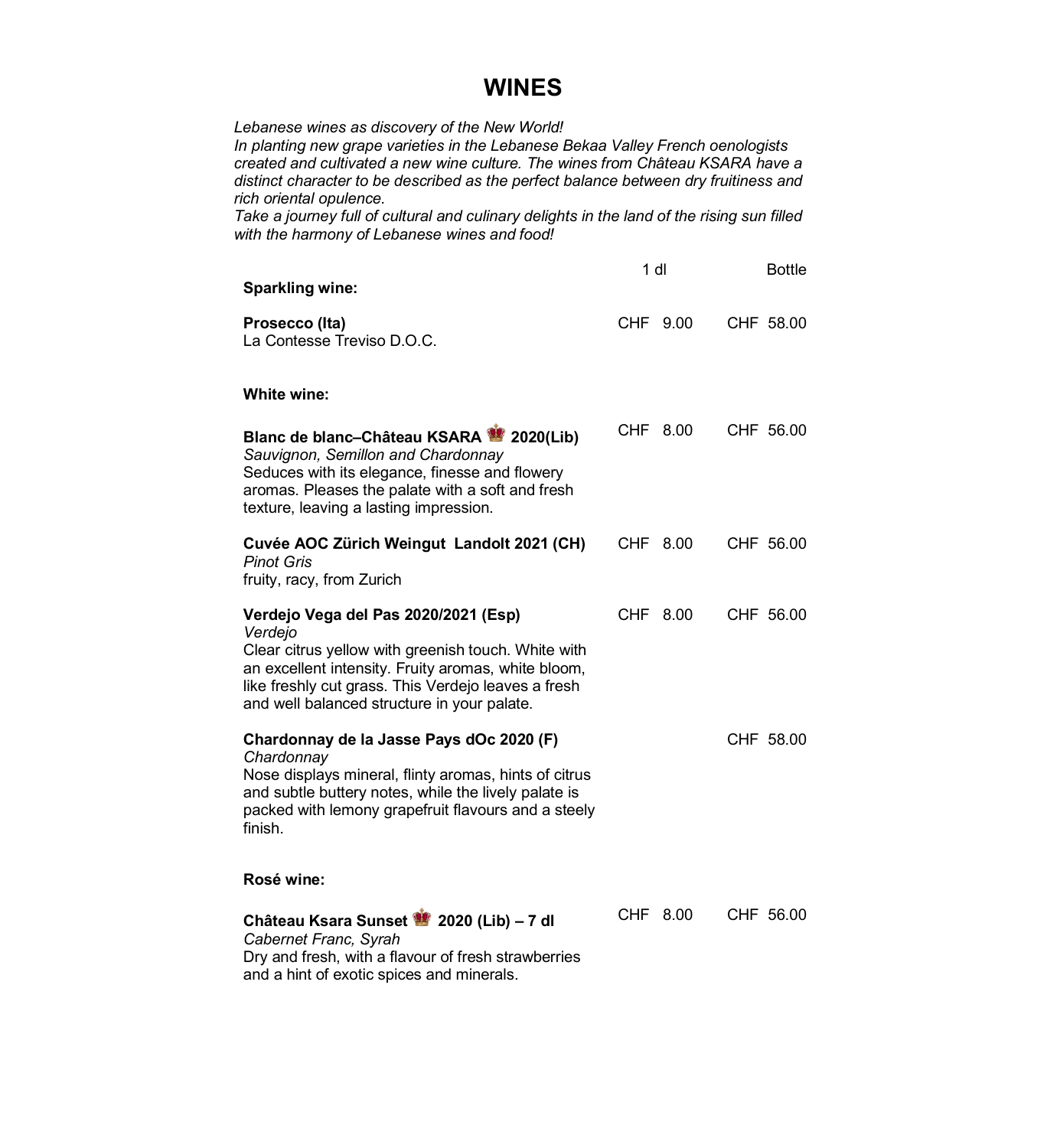# WINES

*Lebanese wines as discovery of the New World!*
*In planting new grape varieties in the Lebanese Bekaa Valley French oenologists created and cultivated a new wine culture. The wines from Château KSARA have a distinct character to be described as the perfect balance between dry fruitiness and rich oriental opulence.*
*Take a journey full of cultural and culinary delights in the land of the rising sun filled with the harmony of Lebanese wines and food!*

| | 1 dl | Bottle |
|---|---|---|
| **Sparkling wine:** | | |
| **Prosecco (Ita)**<br>La Contesse Treviso D.O.C. | CHF 9.00 | CHF 58.00 |
| **White wine:** | | |
| **Blanc de blanc–Château KSARA 👑 2020(Lib)**<br>*Sauvignon, Semillon and Chardonnay*<br>Seduces with its elegance, finesse and flowery aromas. Pleases the palate with a soft and fresh texture, leaving a lasting impression. | CHF 8.00 | CHF 56.00 |
| **Cuvée AOC Zürich Weingut Landolt 2021 (CH)**<br>*Pinot Gris*<br>fruity, racy, from Zurich | CHF 8.00 | CHF 56.00 |
| **Verdejo Vega del Pas 2020/2021 (Esp)**<br>*Verdejo*<br>Clear citrus yellow with greenish touch. White with an excellent intensity. Fruity aromas, white bloom, like freshly cut grass. This Verdejo leaves a fresh and well balanced structure in your palate. | CHF 8.00 | CHF 56.00 |
| **Chardonnay de la Jasse Pays dOc 2020 (F)**<br>*Chardonnay*<br>Nose displays mineral, flinty aromas, hints of citrus and subtle buttery notes, while the lively palate is packed with lemony grapefruit flavours and a steely finish. | | CHF 58.00 |
| **Rosé wine:** | | |
| **Château Ksara Sunset 👑 2020 (Lib) – 7 dl**<br>*Cabernet Franc, Syrah*<br>Dry and fresh, with a flavour of fresh strawberries and a hint of exotic spices and minerals. | CHF 8.00 | CHF 56.00 |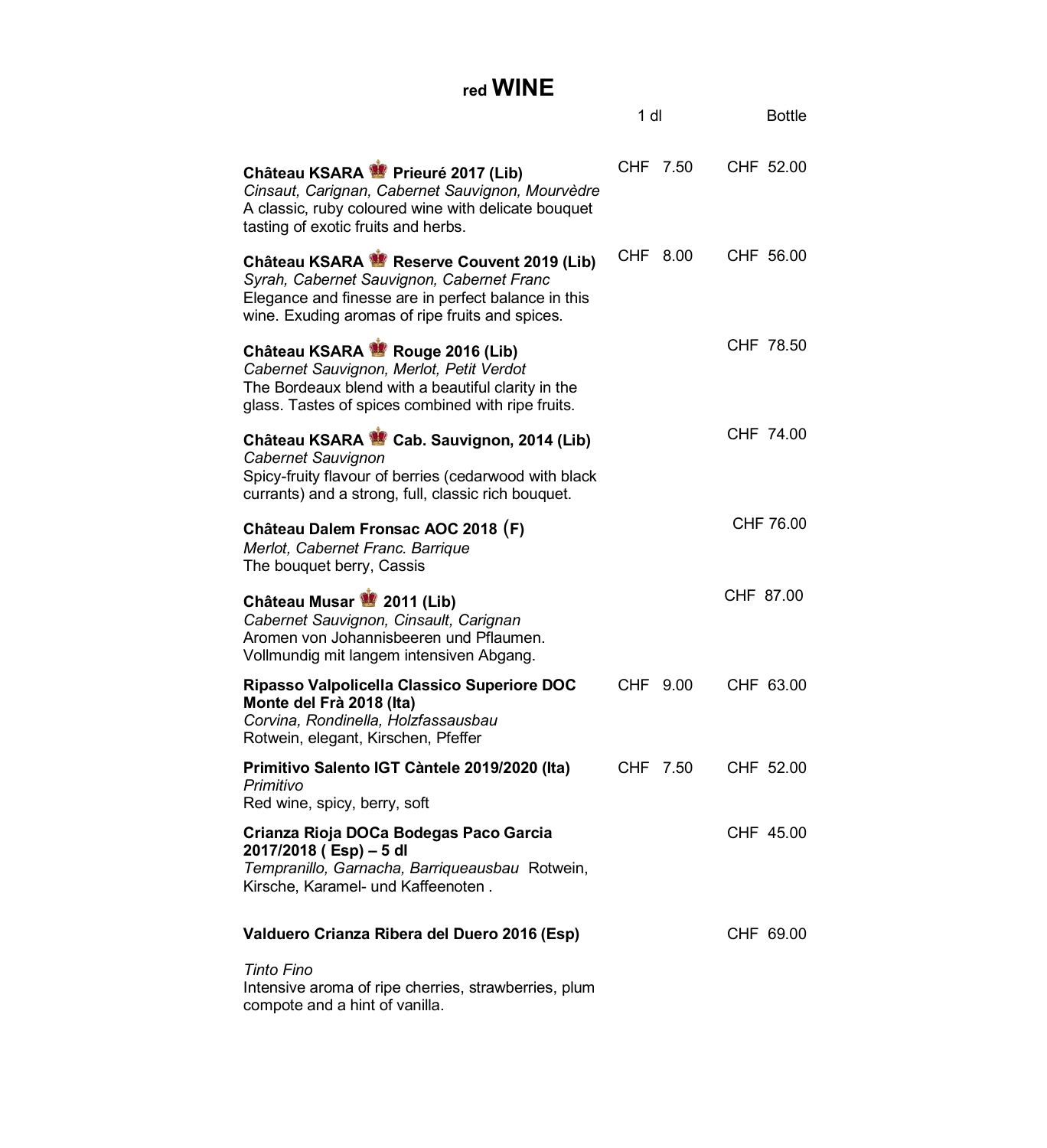# red WINE

| | 1 dl | Bottle |
|---|---|---|
| **Château KSARA Prieuré 2017 (Lib)**<br>*Cinsaut, Carignan, Cabernet Sauvignon, Mourvèdre*<br>A classic, ruby coloured wine with delicate bouquet tasting of exotic fruits and herbs. | CHF 7.50 | CHF 52.00 |
| **Château KSARA Reserve Couvent 2019 (Lib)**<br>*Syrah, Cabernet Sauvignon, Cabernet Franc*<br>Elegance and finesse are in perfect balance in this wine. Exuding aromas of ripe fruits and spices. | CHF 8.00 | CHF 56.00 |
| **Château KSARA Rouge 2016 (Lib)**<br>*Cabernet Sauvignon, Merlot, Petit Verdot*<br>The Bordeaux blend with a beautiful clarity in the glass. Tastes of spices combined with ripe fruits. | | CHF 78.50 |
| **Château KSARA Cab. Sauvignon, 2014 (Lib)**<br>*Cabernet Sauvignon*<br>Spicy-fruity flavour of berries (cedarwood with black currants) and a strong, full, classic rich bouquet. | | CHF 74.00 |
| **Château Dalem Fronsac AOC 2018 (F)**<br>*Merlot, Cabernet Franc. Barrique*<br>The bouquet berry, Cassis | | CHF 76.00 |
| **Château Musar 2011 (Lib)**<br>*Cabernet Sauvignon, Cinsault, Carignan*<br>Aromen von Johannisbeeren und Pflaumen. Vollmundig mit langem intensiven Abgang. | | CHF 87.00 |
| **Ripasso Valpolicella Classico Superiore DOC Monte del Frà 2018 (Ita)**<br>*Corvina, Rondinella, Holzfassausbau*<br>Rotwein, elegant, Kirschen, Pfeffer | CHF 9.00 | CHF 63.00 |
| **Primitivo Salento IGT Càntele 2019/2020 (Ita)**<br>*Primitivo*<br>Red wine, spicy, berry, soft | CHF 7.50 | CHF 52.00 |
| **Crianza Rioja DOCa Bodegas Paco Garcia 2017/2018 ( Esp) – 5 dl**<br>*Tempranillo, Garnacha, Barriqueausbau* Rotwein, Kirsche, Karamel- und Kaffeenoten . | | CHF 45.00 |
| **Valduero Crianza Ribera del Duero 2016 (Esp)**<br>*Tinto Fino*<br>Intensive aroma of ripe cherries, strawberries, plum compote and a hint of vanilla. | | CHF 69.00 |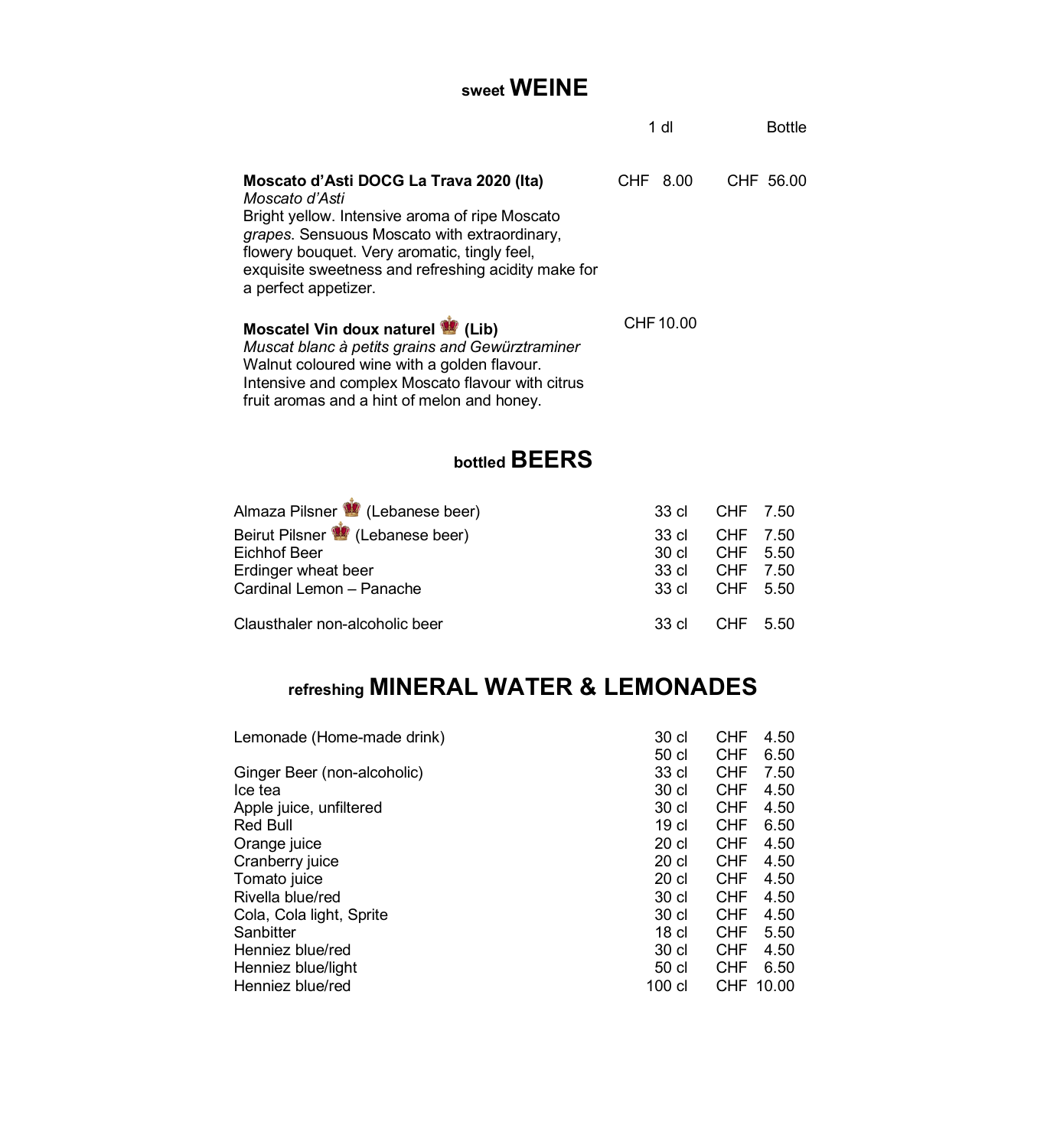## sweet **WEINE**

| | 1 dl | Bottle |
|---|---|---|
| **Moscato d'Asti DOCG La Trava 2020 (Ita)**<br>*Moscato d'Asti*<br>Bright yellow. Intensive aroma of ripe Moscato *grapes*. Sensuous Moscato with extraordinary, flowery bouquet. Very aromatic, tingly feel, exquisite sweetness and refreshing acidity make for a perfect appetizer. | CHF 8.00 | CHF 56.00 |
| **Moscatel Vin doux naturel 👑 (Lib)**<br>*Muscat blanc à petits grains and Gewürztraminer*<br>Walnut coloured wine with a golden flavour. Intensive and complex Moscato flavour with citrus fruit aromas and a hint of melon and honey. | CHF 10.00 | |

## bottled **BEERS**

| | | |
|---|---|---|
| Almaza Pilsner 👑 (Lebanese beer) | 33 cl | CHF 7.50 |
| Beirut Pilsner 👑 (Lebanese beer) | 33 cl | CHF 7.50 |
| Eichhof Beer | 30 cl | CHF 5.50 |
| Erdinger wheat beer | 33 cl | CHF 7.50 |
| Cardinal Lemon – Panache | 33 cl | CHF 5.50 |
| Clausthaler non-alcoholic beer | 33 cl | CHF 5.50 |

## refreshing **MINERAL WATER & LEMONADES**

| | | |
|---|---|---|
| Lemonade (Home-made drink) | 30 cl | CHF 4.50 |
| | 50 cl | CHF 6.50 |
| Ginger Beer (non-alcoholic) | 33 cl | CHF 7.50 |
| Ice tea | 30 cl | CHF 4.50 |
| Apple juice, unfiltered | 30 cl | CHF 4.50 |
| Red Bull | 19 cl | CHF 6.50 |
| Orange juice | 20 cl | CHF 4.50 |
| Cranberry juice | 20 cl | CHF 4.50 |
| Tomato juice | 20 cl | CHF 4.50 |
| Rivella blue/red | 30 cl | CHF 4.50 |
| Cola, Cola light, Sprite | 30 cl | CHF 4.50 |
| Sanbitter | 18 cl | CHF 5.50 |
| Henniez blue/red | 30 cl | CHF 4.50 |
| Henniez blue/light | 50 cl | CHF 6.50 |
| Henniez blue/red | 100 cl | CHF 10.00 |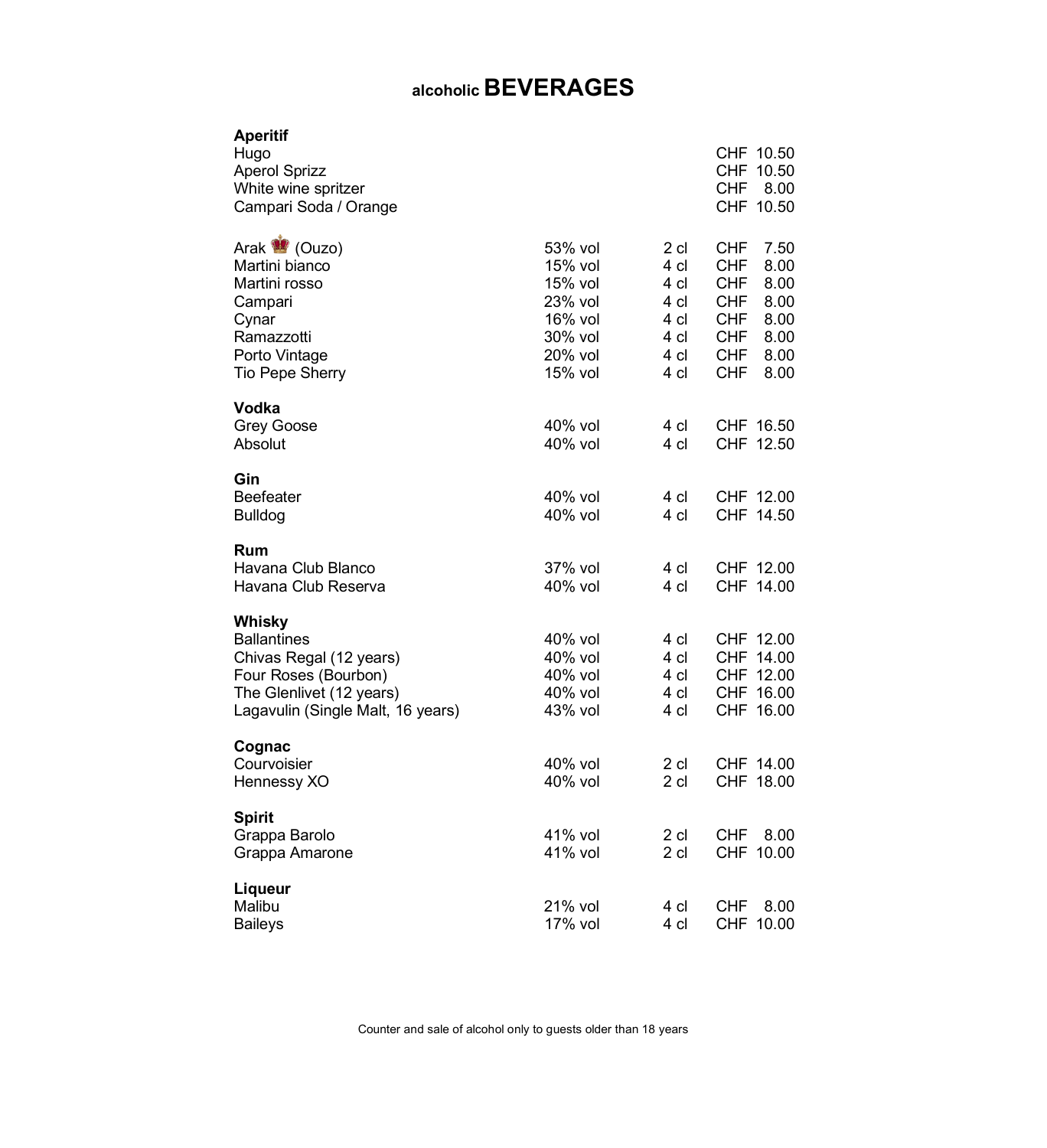# alcoholic BEVERAGES

| | | | |
|---|---|---|---|
| **Aperitif** | | | |
| Hugo | | | CHF 10.50 |
| Aperol Sprizz | | | CHF 10.50 |
| White wine spritzer | | | CHF 8.00 |
| Campari Soda / Orange | | | CHF 10.50 |
| | | | |
| Arak (Ouzo) | 53% vol | 2 cl | CHF 7.50 |
| Martini bianco | 15% vol | 4 cl | CHF 8.00 |
| Martini rosso | 15% vol | 4 cl | CHF 8.00 |
| Campari | 23% vol | 4 cl | CHF 8.00 |
| Cynar | 16% vol | 4 cl | CHF 8.00 |
| Ramazzotti | 30% vol | 4 cl | CHF 8.00 |
| Porto Vintage | 20% vol | 4 cl | CHF 8.00 |
| Tio Pepe Sherry | 15% vol | 4 cl | CHF 8.00 |
| | | | |
| **Vodka** | | | |
| Grey Goose | 40% vol | 4 cl | CHF 16.50 |
| Absolut | 40% vol | 4 cl | CHF 12.50 |
| | | | |
| **Gin** | | | |
| Beefeater | 40% vol | 4 cl | CHF 12.00 |
| Bulldog | 40% vol | 4 cl | CHF 14.50 |
| | | | |
| **Rum** | | | |
| Havana Club Blanco | 37% vol | 4 cl | CHF 12.00 |
| Havana Club Reserva | 40% vol | 4 cl | CHF 14.00 |
| | | | |
| **Whisky** | | | |
| Ballantines | 40% vol | 4 cl | CHF 12.00 |
| Chivas Regal (12 years) | 40% vol | 4 cl | CHF 14.00 |
| Four Roses (Bourbon) | 40% vol | 4 cl | CHF 12.00 |
| The Glenlivet (12 years) | 40% vol | 4 cl | CHF 16.00 |
| Lagavulin (Single Malt, 16 years) | 43% vol | 4 cl | CHF 16.00 |
| | | | |
| **Cognac** | | | |
| Courvoisier | 40% vol | 2 cl | CHF 14.00 |
| Hennessy XO | 40% vol | 2 cl | CHF 18.00 |
| | | | |
| **Spirit** | | | |
| Grappa Barolo | 41% vol | 2 cl | CHF 8.00 |
| Grappa Amarone | 41% vol | 2 cl | CHF 10.00 |
| | | | |
| **Liqueur** | | | |
| Malibu | 21% vol | 4 cl | CHF 8.00 |
| Baileys | 17% vol | 4 cl | CHF 10.00 |

Counter and sale of alcohol only to guests older than 18 years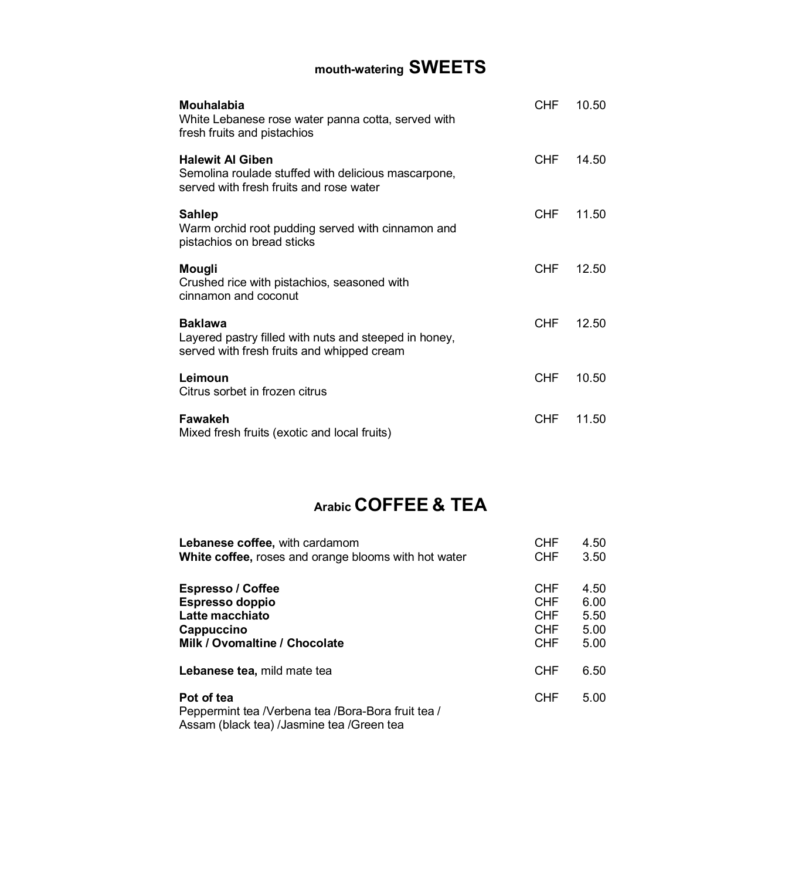## mouth-watering **SWEETS**

**Mouhalabia** CHF 10.50
White Lebanese rose water panna cotta, served with fresh fruits and pistachios

**Halewit Al Giben** CHF 14.50
Semolina roulade stuffed with delicious mascarpone, served with fresh fruits and rose water

**Sahlep** CHF 11.50
Warm orchid root pudding served with cinnamon and pistachios on bread sticks

**Mougli** CHF 12.50
Crushed rice with pistachios, seasoned with cinnamon and coconut

**Baklawa** CHF 12.50
Layered pastry filled with nuts and steeped in honey, served with fresh fruits and whipped cream

**Leimoun** CHF 10.50
Citrus sorbet in frozen citrus

**Fawakeh** CHF 11.50
Mixed fresh fruits (exotic and local fruits)

## Arabic **COFFEE & TEA**

**Lebanese coffee,** with cardamom CHF 4.50
**White coffee,** roses and orange blooms with hot water CHF 3.50

**Espresso / Coffee** CHF 4.50
**Espresso doppio** CHF 6.00
**Latte macchiato** CHF 5.50
**Cappuccino** CHF 5.00
**Milk / Ovomaltine / Chocolate** CHF 5.00

**Lebanese tea,** mild mate tea CHF 6.50

**Pot of tea** CHF 5.00
Peppermint tea /Verbena tea /Bora-Bora fruit tea / Assam (black tea) /Jasmine tea /Green tea